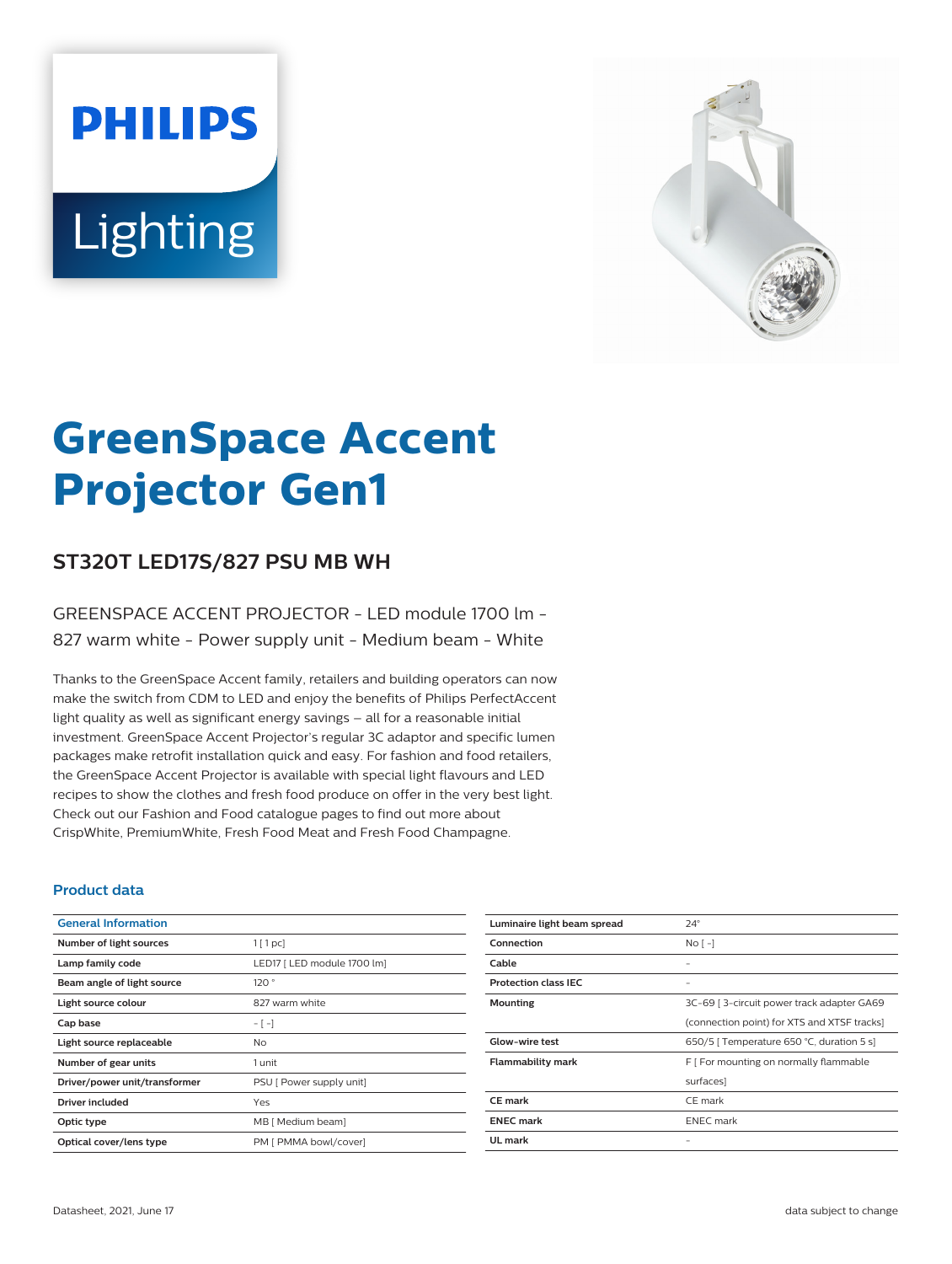# GreenSpace Accent Projector Gen1

## ST320T LED17S/827 PSU MB WH

GREENSPACE ACCENT PROJECTOR - LED module 1700 lm - 827 warm white - Power supply unit - Medium beam - White

Thanks to the GreenSpace Accent family, retailers and building operators can now make the switch from CDM to LED and enjoy the benefits of Philips PerfectAccent light quality as well as significant energy savings – all for a reasonable initial investment. GreenSpace Accent Projector's regular 3C adaptor and specific lumen packages make retrofit installation quick and easy. For fashion and food retailers, the GreenSpace Accent Projector is available with special light flavours and LED recipes to show the clothes and fresh food produce on offer in the very best light. Check out our Fashion and Food catalogue pages to find out more about CrispWhite, PremiumWhite, Fresh Food Meat and Fresh Food Champagne.

### Product data

| General Information | |
|---|---|
| Number of light sources | 1 [ 1 pc] |
| Lamp family code | LED17 [ LED module 1700 lm] |
| Beam angle of light source | 120 ° |
| Light source colour | 827 warm white |
| Cap base | - [ -] |
| Light source replaceable | No |
| Number of gear units | 1 unit |
| Driver/power unit/transformer | PSU [ Power supply unit] |
| Driver included | Yes |
| Optic type | MB [ Medium beam] |
| Optical cover/lens type | PM [ PMMA bowl/cover] |
| Luminaire light beam spread | 24° |
| Connection | No [ -] |
| Cable | - |
| Protection class IEC | - |
| Mounting | 3C-69 [ 3-circuit power track adapter GA69 (connection point) for XTS and XTSF tracks] |
| Glow-wire test | 650/5 [ Temperature 650 °C, duration 5 s] |
| Flammability mark | F [ For mounting on normally flammable surfaces] |
| CE mark | CE mark |
| ENEC mark | ENEC mark |
| UL mark | - |

Datasheet, 2021, June 17

data subject to change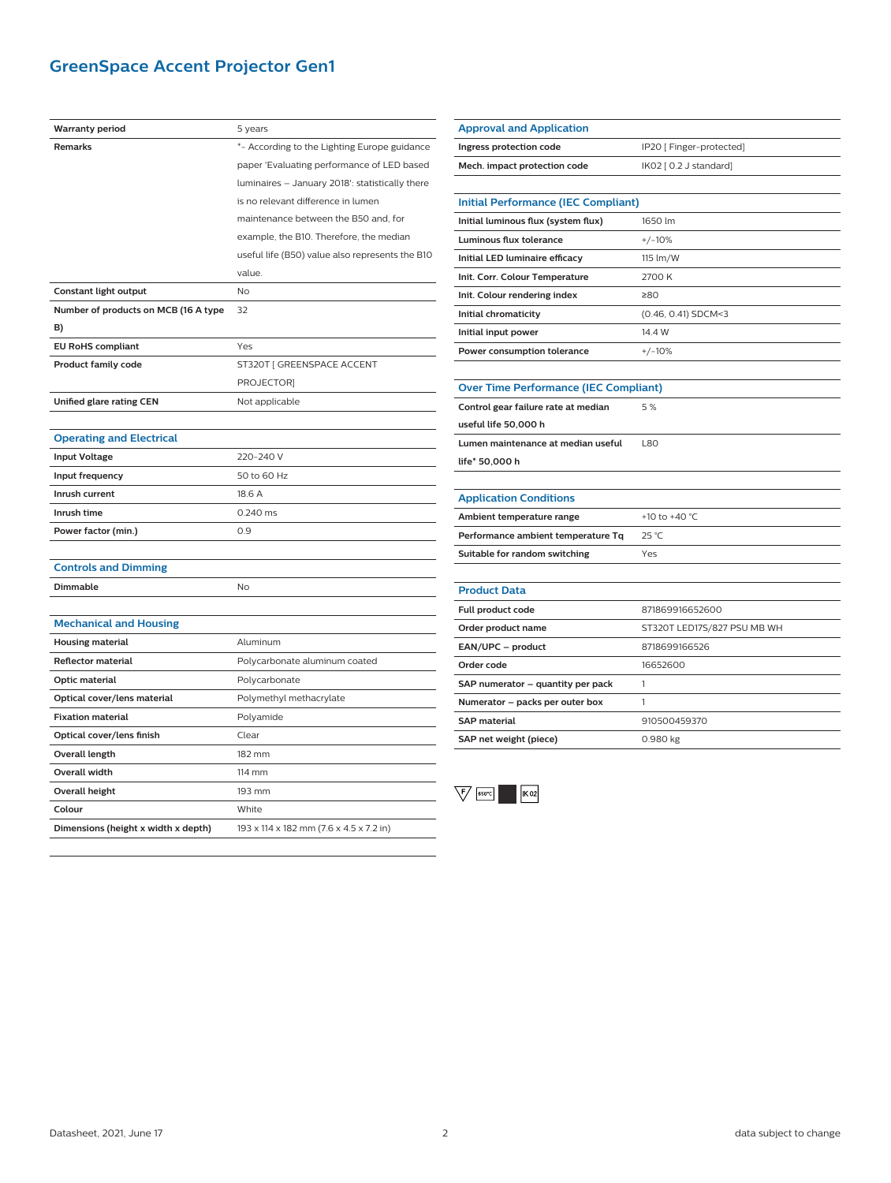# GreenSpace Accent Projector Gen1

| | |
|---|---|
| **Warranty period** | 5 years |
| **Remarks** | *- According to the Lighting Europe guidance paper 'Evaluating performance of LED based luminaires – January 2018': statistically there is no relevant difference in lumen maintenance between the B50 and, for example, the B10. Therefore, the median useful life (B50) value also represents the B10 value. |
| **Constant light output** | No |
| **Number of products on MCB (16 A type B)** | 32 |
| **EU RoHS compliant** | Yes |
| **Product family code** | ST320T [ GREENSPACE ACCENT PROJECTOR] |
| **Unified glare rating CEN** | Not applicable |

## Operating and Electrical

| | |
|---|---|
| **Input Voltage** | 220-240 V |
| **Input frequency** | 50 to 60 Hz |
| **Inrush current** | 18.6 A |
| **Inrush time** | 0.240 ms |
| **Power factor (min.)** | 0.9 |

## Controls and Dimming

| | |
|---|---|
| **Dimmable** | No |

## Mechanical and Housing

| | |
|---|---|
| **Housing material** | Aluminum |
| **Reflector material** | Polycarbonate aluminum coated |
| **Optic material** | Polycarbonate |
| **Optical cover/lens material** | Polymethyl methacrylate |
| **Fixation material** | Polyamide |
| **Optical cover/lens finish** | Clear |
| **Overall length** | 182 mm |
| **Overall width** | 114 mm |
| **Overall height** | 193 mm |
| **Colour** | White |
| **Dimensions (height x width x depth)** | 193 x 114 x 182 mm (7.6 x 4.5 x 7.2 in) |

## Approval and Application

| | |
|---|---|
| **Ingress protection code** | IP20 [ Finger-protected] |
| **Mech. impact protection code** | IK02 [ 0.2 J standard] |

## Initial Performance (IEC Compliant)

| | |
|---|---|
| **Initial luminous flux (system flux)** | 1650 lm |
| **Luminous flux tolerance** | +/-10% |
| **Initial LED luminaire efficacy** | 115 lm/W |
| **Init. Corr. Colour Temperature** | 2700 K |
| **Init. Colour rendering index** | ≥80 |
| **Initial chromaticity** | (0.46, 0.41) SDCM<3 |
| **Initial input power** | 14.4 W |
| **Power consumption tolerance** | +/-10% |

## Over Time Performance (IEC Compliant)

| | |
|---|---|
| **Control gear failure rate at median useful life 50,000 h** | 5 % |
| **Lumen maintenance at median useful life* 50,000 h** | L80 |

## Application Conditions

| | |
|---|---|
| **Ambient temperature range** | +10 to +40 °C |
| **Performance ambient temperature Tq** | 25 °C |
| **Suitable for random switching** | Yes |

## Product Data

| | |
|---|---|
| **Full product code** | 871869916652600 |
| **Order product name** | ST320T LED17S/827 PSU MB WH |
| **EAN/UPC – product** | 8718699166526 |
| **Order code** | 16652600 |
| **SAP numerator – quantity per pack** | 1 |
| **Numerator – packs per outer box** | 1 |
| **SAP material** | 910500459370 |
| **SAP net weight (piece)** | 0.980 kg |

F 650°C IK 02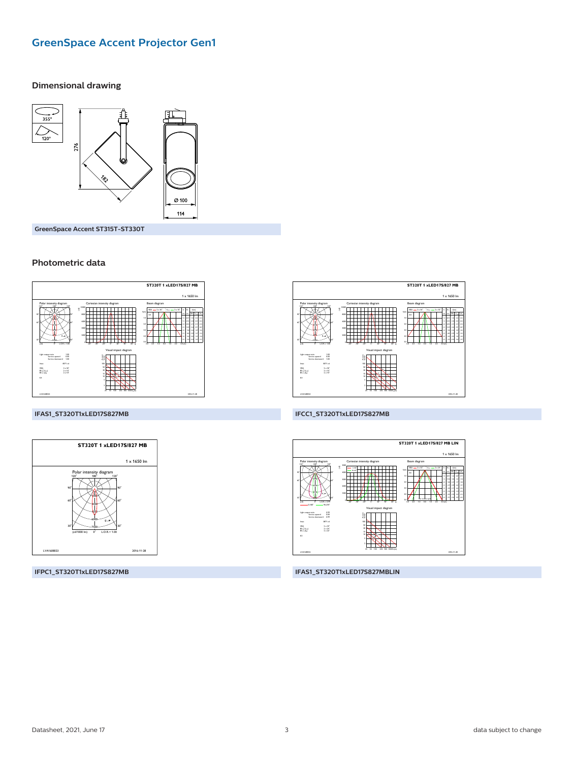# GreenSpace Accent Projector Gen1

## Dimensional drawing

GreenSpace Accent ST315T-ST330T

## Photometric data

IFAS1_ST320T1xLED17S827MB

IFCC1_ST320T1xLED17S827MB

IFPC1_ST320T1xLED17S827MB

IFAS1_ST320T1xLED17S827MBLIN

Datasheet, 2021, June 17

data subject to change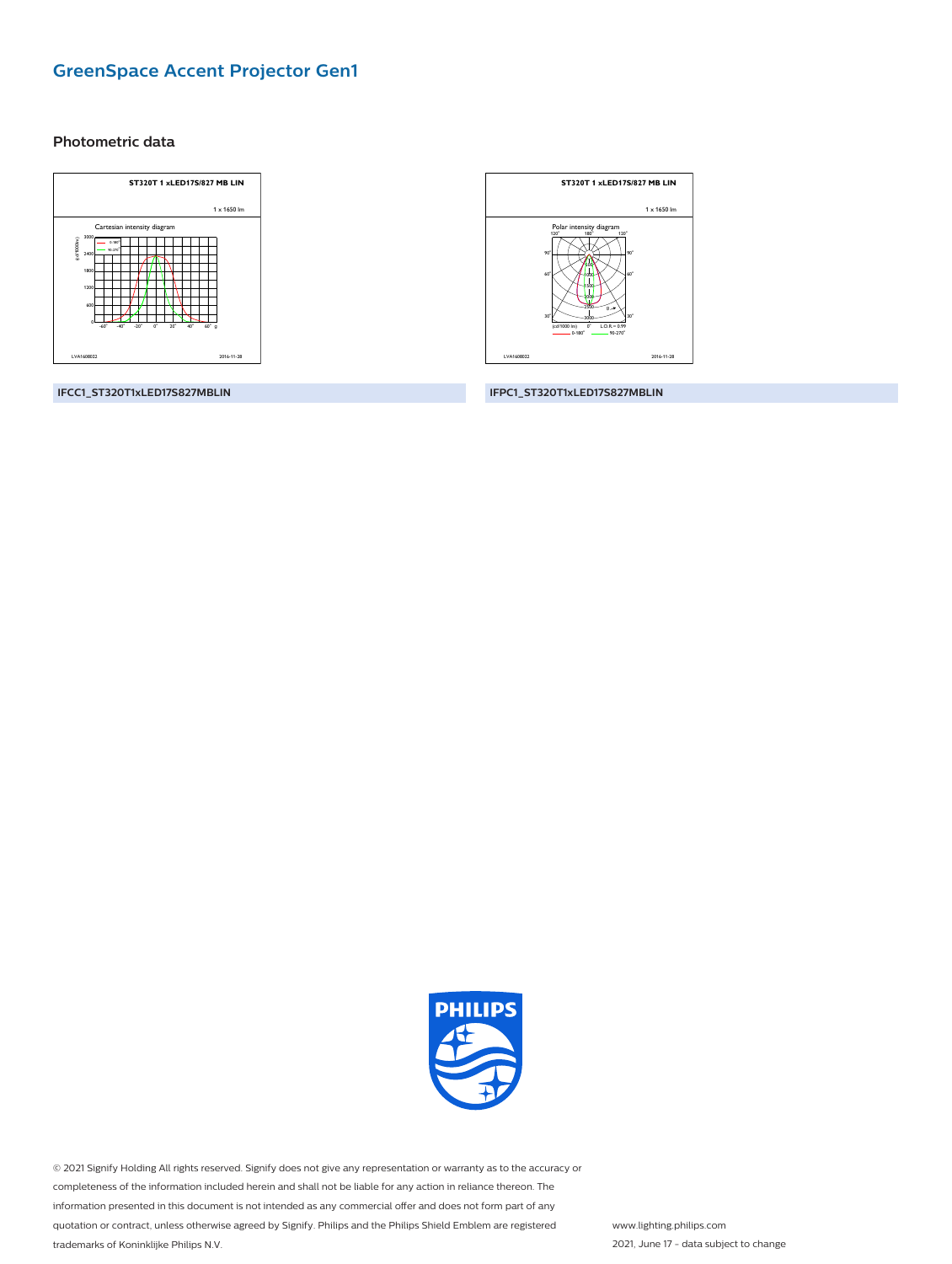# GreenSpace Accent Projector Gen1

## Photometric data

ST320T 1 xLED17S/827 MB LIN

1 x 1650 lm

Cartesian intensity diagram

(cd/1000lm)

3000

2400

1800

1200

600

0

0-180°

90-270°

-60° -40° -20° 0° 20° 40° 60° g

LVA1608022 2016-11-28

IFCC1_ST320T1xLED17S827MBLIN

ST320T 1 xLED17S/827 MB LIN

1 x 1650 lm

Polar intensity diagram

120° 180° 120°

90° 90°

60° 60°

30° 30°

(cd/1000 lm) 0° L.O.R. = 0.99

0-180° 90-270°

LVA1608022 2016-11-28

IFPC1_ST320T1xLED17S827MBLIN

© 2021 Signify Holding All rights reserved. Signify does not give any representation or warranty as to the accuracy or completeness of the information included herein and shall not be liable for any action in reliance thereon. The information presented in this document is not intended as any commercial offer and does not form part of any quotation or contract, unless otherwise agreed by Signify. Philips and the Philips Shield Emblem are registered trademarks of Koninklijke Philips N.V.

www.lighting.philips.com

2021, June 17 - data subject to change